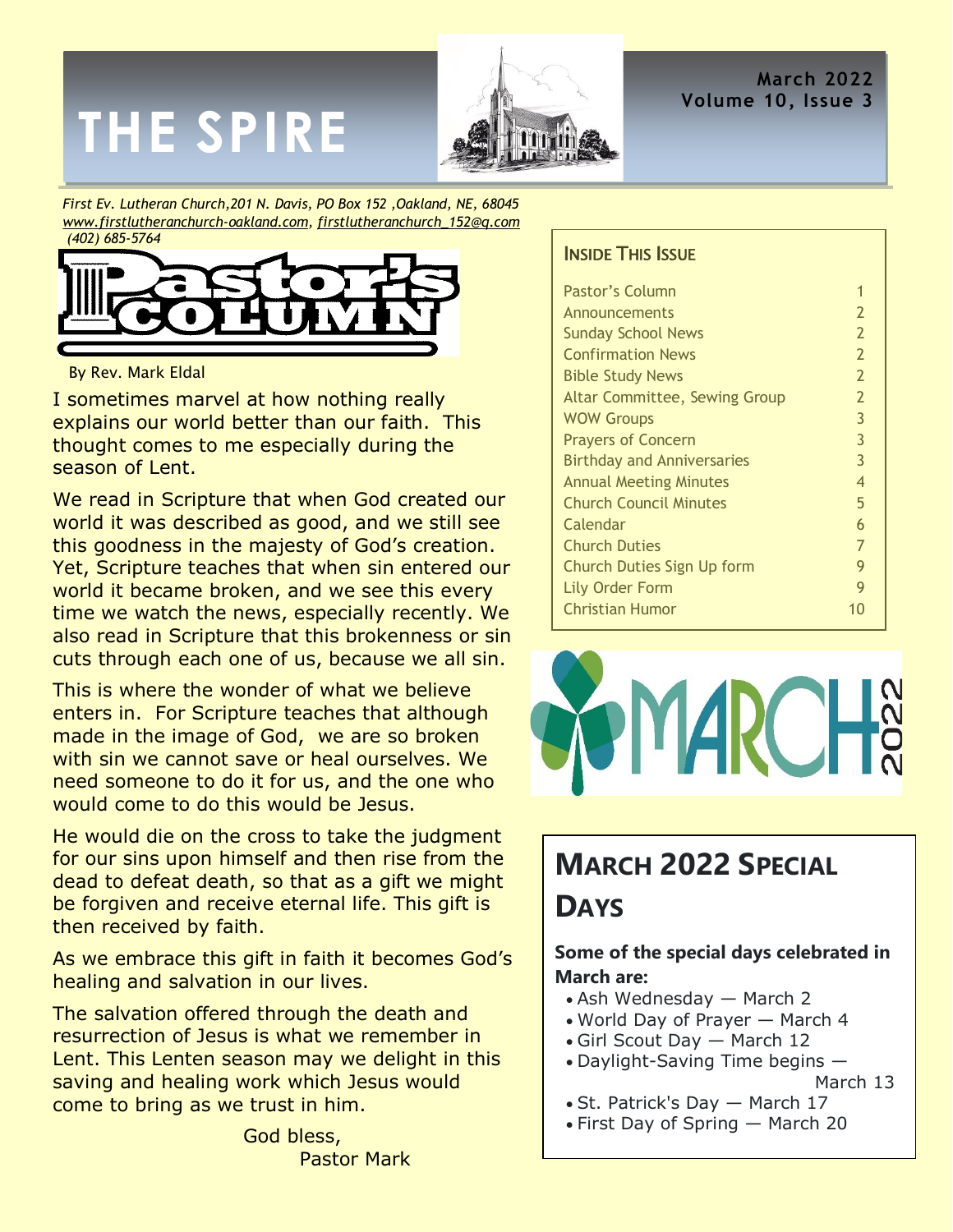# THE SPIRE

**March 2022**
**Volume 10, Issue 3**

*First Ev. Lutheran Church,201 N. Davis, PO Box 152 ,Oakland, NE, 68045*
*www.firstlutheranchurch-oakland.com, firstlutheranchurch_152@q.com*
*(402) 685-5764*

## Pastor's Column

By Rev. Mark Eldal

I sometimes marvel at how nothing really explains our world better than our faith. This thought comes to me especially during the season of Lent.

We read in Scripture that when God created our world it was described as good, and we still see this goodness in the majesty of God's creation. Yet, Scripture teaches that when sin entered our world it became broken, and we see this every time we watch the news, especially recently. We also read in Scripture that this brokenness or sin cuts through each one of us, because we all sin.

This is where the wonder of what we believe enters in. For Scripture teaches that although made in the image of God, we are so broken with sin we cannot save or heal ourselves. We need someone to do it for us, and the one who would come to do this would be Jesus.

He would die on the cross to take the judgment for our sins upon himself and then rise from the dead to defeat death, so that as a gift we might be forgiven and receive eternal life. This gift is then received by faith.

As we embrace this gift in faith it becomes God's healing and salvation in our lives.

The salvation offered through the death and resurrection of Jesus is what we remember in Lent. This Lenten season may we delight in this saving and healing work which Jesus would come to bring as we trust in him.

God bless,
Pastor Mark

## Inside This Issue

| | |
|---|---|
| Pastor's Column | 1 |
| Announcements | 2 |
| Sunday School News | 2 |
| Confirmation News | 2 |
| Bible Study News | 2 |
| Altar Committee, Sewing Group | 2 |
| WOW Groups | 3 |
| Prayers of Concern | 3 |
| Birthday and Anniversaries | 3 |
| Annual Meeting Minutes | 4 |
| Church Council Minutes | 5 |
| Calendar | 6 |
| Church Duties | 7 |
| Church Duties Sign Up form | 9 |
| Lily Order Form | 9 |
| Christian Humor | 10 |

MARCH 2022

## March 2022 Special Days

**Some of the special days celebrated in March are:**

- Ash Wednesday — March 2
- World Day of Prayer — March 4
- Girl Scout Day — March 12
- Daylight-Saving Time begins — March 13
- St. Patrick's Day — March 17
- First Day of Spring — March 20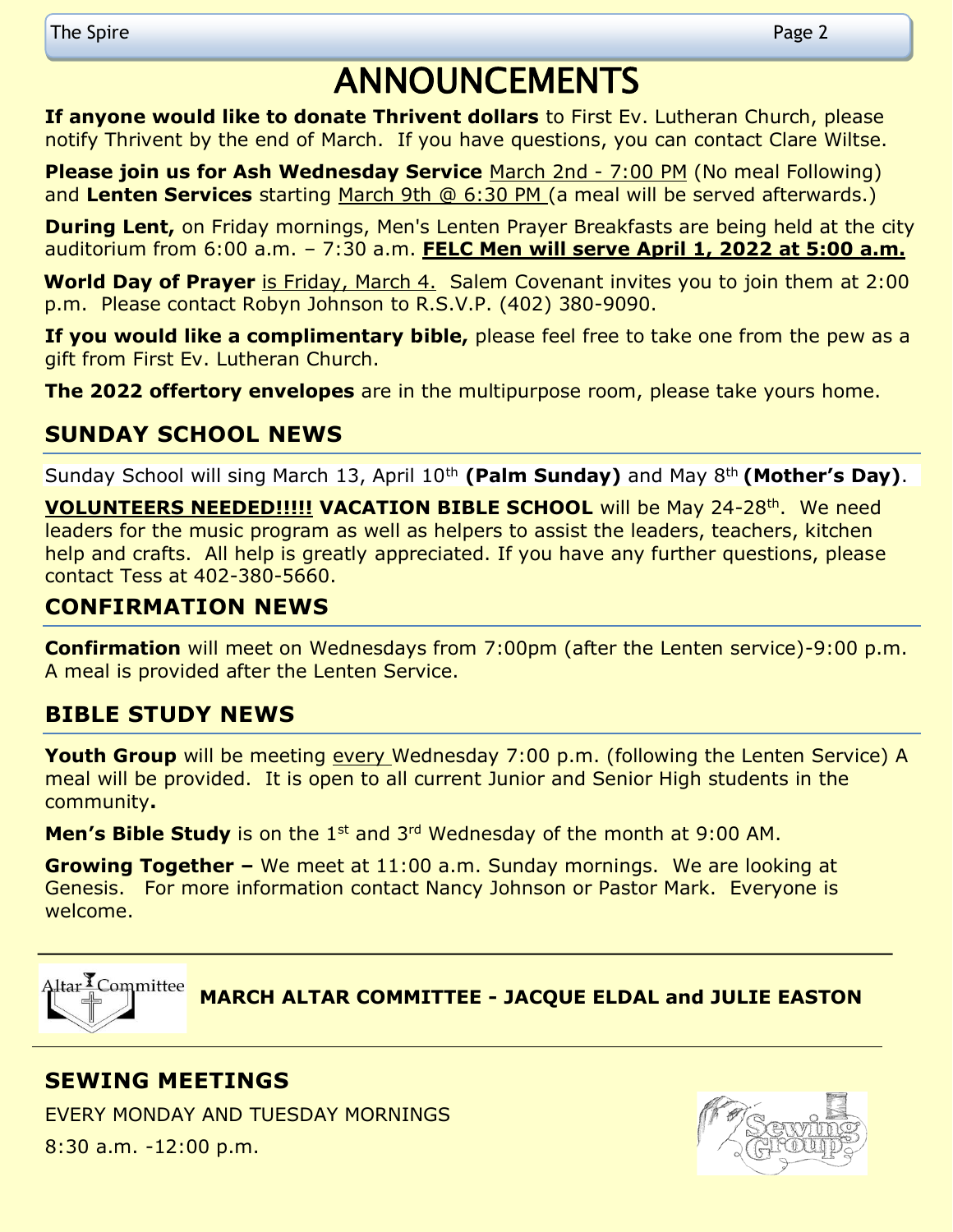# ANNOUNCEMENTS

**If anyone would like to donate Thrivent dollars** to First Ev. Lutheran Church, please notify Thrivent by the end of March. If you have questions, you can contact Clare Wiltse.

**Please join us for Ash Wednesday Service** March 2nd - 7:00 PM (No meal Following) and **Lenten Services** starting March 9th @ 6:30 PM (a meal will be served afterwards.)

**During Lent,** on Friday mornings, Men's Lenten Prayer Breakfasts are being held at the city auditorium from 6:00 a.m. – 7:30 a.m. **FELC Men will serve April 1, 2022 at 5:00 a.m.**

**World Day of Prayer** is Friday, March 4. Salem Covenant invites you to join them at 2:00 p.m. Please contact Robyn Johnson to R.S.V.P. (402) 380-9090.

**If you would like a complimentary bible,** please feel free to take one from the pew as a gift from First Ev. Lutheran Church.

**The 2022 offertory envelopes** are in the multipurpose room, please take yours home.

## SUNDAY SCHOOL NEWS

Sunday School will sing March 13, April 10th **(Palm Sunday)** and May 8th **(Mother's Day)**.

**VOLUNTEERS NEEDED!!!!! VACATION BIBLE SCHOOL** will be May 24-28th. We need leaders for the music program as well as helpers to assist the leaders, teachers, kitchen help and crafts. All help is greatly appreciated. If you have any further questions, please contact Tess at 402-380-5660.

## CONFIRMATION NEWS

**Confirmation** will meet on Wednesdays from 7:00pm (after the Lenten service)-9:00 p.m. A meal is provided after the Lenten Service.

## BIBLE STUDY NEWS

**Youth Group** will be meeting every Wednesday 7:00 p.m. (following the Lenten Service) A meal will be provided. It is open to all current Junior and Senior High students in the community**.**

**Men's Bible Study** is on the 1st and 3rd Wednesday of the month at 9:00 AM.

**Growing Together –** We meet at 11:00 a.m. Sunday mornings. We are looking at Genesis. For more information contact Nancy Johnson or Pastor Mark. Everyone is welcome.

---

Altar Committee

**MARCH ALTAR COMMITTEE - JACQUE ELDAL and JULIE EASTON**

---

## SEWING MEETINGS

EVERY MONDAY AND TUESDAY MORNINGS

8:30 a.m. -12:00 p.m.

Sewing Group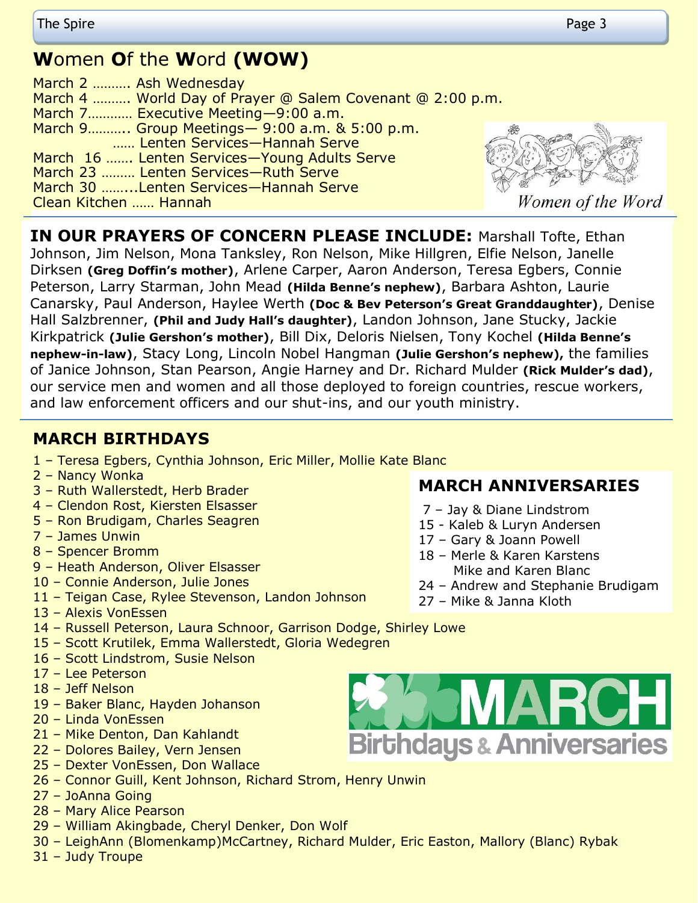## **W**omen **O**f the **W**ord **(WOW)**

March 2 ………. Ash Wednesday
March 4 ………. World Day of Prayer @ Salem Covenant @ 2:00 p.m.
March 7………… Executive Meeting—9:00 a.m.
March 9……….. Group Meetings— 9:00 a.m. & 5:00 p.m.
…… Lenten Services—Hannah Serve
March 16 ……. Lenten Services—Young Adults Serve
March 23 ……… Lenten Services—Ruth Serve
March 30 ……...Lenten Services—Hannah Serve
Clean Kitchen …… Hannah

*Women of the Word*

**IN OUR PRAYERS OF CONCERN PLEASE INCLUDE:** Marshall Tofte, Ethan Johnson, Jim Nelson, Mona Tanksley, Ron Nelson, Mike Hillgren, Elfie Nelson, Janelle Dirksen **(Greg Doffin's mother)**, Arlene Carper, Aaron Anderson, Teresa Egbers, Connie Peterson, Larry Starman, John Mead **(Hilda Benne's nephew)**, Barbara Ashton, Laurie Canarsky, Paul Anderson, Haylee Werth **(Doc & Bev Peterson's Great Granddaughter)**, Denise Hall Salzbrenner, **(Phil and Judy Hall's daughter)**, Landon Johnson, Jane Stucky, Jackie Kirkpatrick **(Julie Gershon's mother)**, Bill Dix, Deloris Nielsen, Tony Kochel **(Hilda Benne's nephew-in-law)**, Stacy Long, Lincoln Nobel Hangman **(Julie Gershon's nephew),** the families of Janice Johnson, Stan Pearson, Angie Harney and Dr. Richard Mulder **(Rick Mulder's dad)**, our service men and women and all those deployed to foreign countries, rescue workers, and law enforcement officers and our shut-ins, and our youth ministry.

## MARCH BIRTHDAYS

1 – Teresa Egbers, Cynthia Johnson, Eric Miller, Mollie Kate Blanc
2 – Nancy Wonka
3 – Ruth Wallerstedt, Herb Brader
4 – Clendon Rost, Kiersten Elsasser
5 – Ron Brudigam, Charles Seagren
7 – James Unwin
8 – Spencer Bromm
9 – Heath Anderson, Oliver Elsasser
10 – Connie Anderson, Julie Jones
11 – Teigan Case, Rylee Stevenson, Landon Johnson
13 – Alexis VonEssen
14 – Russell Peterson, Laura Schnoor, Garrison Dodge, Shirley Lowe
15 – Scott Krutilek, Emma Wallerstedt, Gloria Wedegren
16 – Scott Lindstrom, Susie Nelson
17 – Lee Peterson
18 – Jeff Nelson
19 – Baker Blanc, Hayden Johanson
20 – Linda VonEssen
21 – Mike Denton, Dan Kahlandt
22 – Dolores Bailey, Vern Jensen
25 – Dexter VonEssen, Don Wallace
26 – Connor Guill, Kent Johnson, Richard Strom, Henry Unwin
27 – JoAnna Going
28 – Mary Alice Pearson
29 – William Akingbade, Cheryl Denker, Don Wolf
30 – LeighAnn (Blomenkamp)McCartney, Richard Mulder, Eric Easton, Mallory (Blanc) Rybak
31 – Judy Troupe

## MARCH ANNIVERSARIES

7 – Jay & Diane Lindstrom
15 - Kaleb & Luryn Andersen
17 – Gary & Joann Powell
18 – Merle & Karen Karstens
Mike and Karen Blanc
24 – Andrew and Stephanie Brudigam
27 – Mike & Janna Kloth

MARCH Birthdays & Anniversaries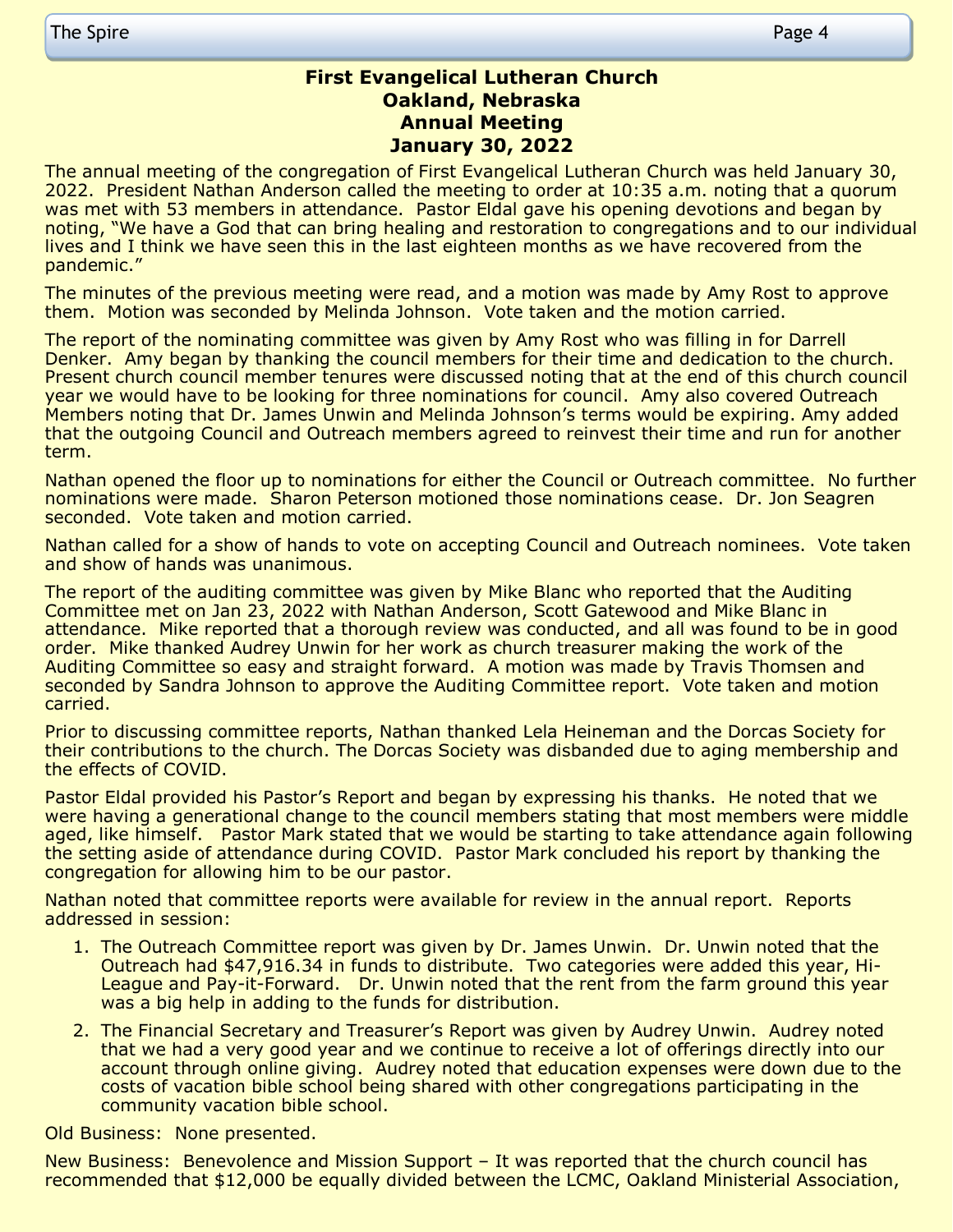# First Evangelical Lutheran Church
# Oakland, Nebraska
# Annual Meeting
# January 30, 2022

The annual meeting of the congregation of First Evangelical Lutheran Church was held January 30, 2022. President Nathan Anderson called the meeting to order at 10:35 a.m. noting that a quorum was met with 53 members in attendance. Pastor Eldal gave his opening devotions and began by noting, "We have a God that can bring healing and restoration to congregations and to our individual lives and I think we have seen this in the last eighteen months as we have recovered from the pandemic."

The minutes of the previous meeting were read, and a motion was made by Amy Rost to approve them. Motion was seconded by Melinda Johnson. Vote taken and the motion carried.

The report of the nominating committee was given by Amy Rost who was filling in for Darrell Denker. Amy began by thanking the council members for their time and dedication to the church. Present church council member tenures were discussed noting that at the end of this church council year we would have to be looking for three nominations for council. Amy also covered Outreach Members noting that Dr. James Unwin and Melinda Johnson's terms would be expiring. Amy added that the outgoing Council and Outreach members agreed to reinvest their time and run for another term.

Nathan opened the floor up to nominations for either the Council or Outreach committee. No further nominations were made. Sharon Peterson motioned those nominations cease. Dr. Jon Seagren seconded. Vote taken and motion carried.

Nathan called for a show of hands to vote on accepting Council and Outreach nominees. Vote taken and show of hands was unanimous.

The report of the auditing committee was given by Mike Blanc who reported that the Auditing Committee met on Jan 23, 2022 with Nathan Anderson, Scott Gatewood and Mike Blanc in attendance. Mike reported that a thorough review was conducted, and all was found to be in good order. Mike thanked Audrey Unwin for her work as church treasurer making the work of the Auditing Committee so easy and straight forward. A motion was made by Travis Thomsen and seconded by Sandra Johnson to approve the Auditing Committee report. Vote taken and motion carried.

Prior to discussing committee reports, Nathan thanked Lela Heineman and the Dorcas Society for their contributions to the church. The Dorcas Society was disbanded due to aging membership and the effects of COVID.

Pastor Eldal provided his Pastor's Report and began by expressing his thanks. He noted that we were having a generational change to the council members stating that most members were middle aged, like himself. Pastor Mark stated that we would be starting to take attendance again following the setting aside of attendance during COVID. Pastor Mark concluded his report by thanking the congregation for allowing him to be our pastor.

Nathan noted that committee reports were available for review in the annual report. Reports addressed in session:

1. The Outreach Committee report was given by Dr. James Unwin. Dr. Unwin noted that the Outreach had $47,916.34 in funds to distribute. Two categories were added this year, Hi-League and Pay-it-Forward. Dr. Unwin noted that the rent from the farm ground this year was a big help in adding to the funds for distribution.
2. The Financial Secretary and Treasurer's Report was given by Audrey Unwin. Audrey noted that we had a very good year and we continue to receive a lot of offerings directly into our account through online giving. Audrey noted that education expenses were down due to the costs of vacation bible school being shared with other congregations participating in the community vacation bible school.

Old Business: None presented.

New Business: Benevolence and Mission Support – It was reported that the church council has recommended that $12,000 be equally divided between the LCMC, Oakland Ministerial Association,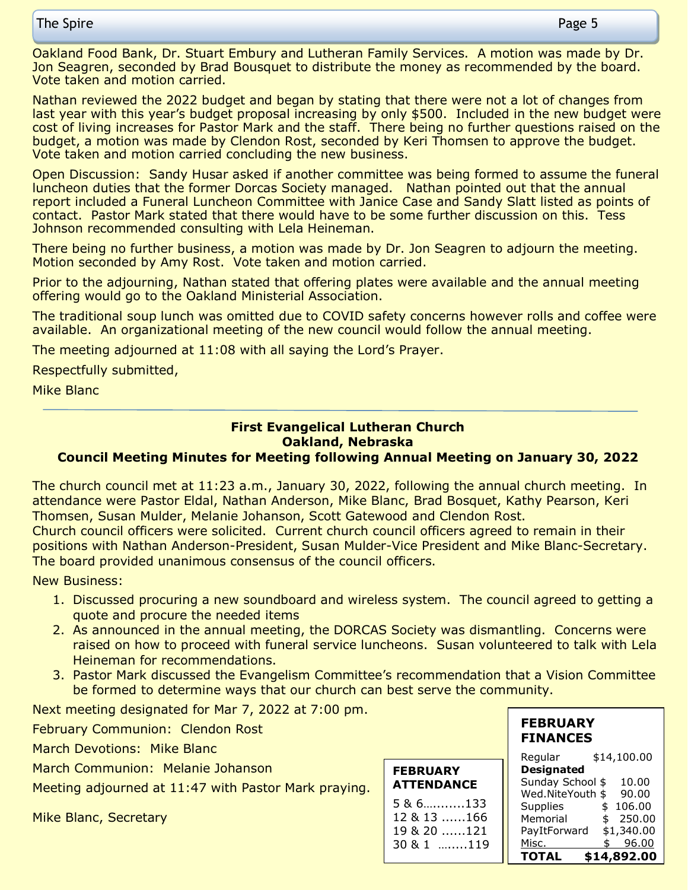Oakland Food Bank, Dr. Stuart Embury and Lutheran Family Services. A motion was made by Dr. Jon Seagren, seconded by Brad Bousquet to distribute the money as recommended by the board. Vote taken and motion carried.

Nathan reviewed the 2022 budget and began by stating that there were not a lot of changes from last year with this year's budget proposal increasing by only $500. Included in the new budget were cost of living increases for Pastor Mark and the staff. There being no further questions raised on the budget, a motion was made by Clendon Rost, seconded by Keri Thomsen to approve the budget. Vote taken and motion carried concluding the new business.

Open Discussion: Sandy Husar asked if another committee was being formed to assume the funeral luncheon duties that the former Dorcas Society managed. Nathan pointed out that the annual report included a Funeral Luncheon Committee with Janice Case and Sandy Slatt listed as points of contact. Pastor Mark stated that there would have to be some further discussion on this. Tess Johnson recommended consulting with Lela Heineman.

There being no further business, a motion was made by Dr. Jon Seagren to adjourn the meeting. Motion seconded by Amy Rost. Vote taken and motion carried.

Prior to the adjourning, Nathan stated that offering plates were available and the annual meeting offering would go to the Oakland Ministerial Association.

The traditional soup lunch was omitted due to COVID safety concerns however rolls and coffee were available. An organizational meeting of the new council would follow the annual meeting.

The meeting adjourned at 11:08 with all saying the Lord's Prayer.

Respectfully submitted,

Mike Blanc

---

**First Evangelical Lutheran Church**
**Oakland, Nebraska**
**Council Meeting Minutes for Meeting following Annual Meeting on January 30, 2022**

The church council met at 11:23 a.m., January 30, 2022, following the annual church meeting. In attendance were Pastor Eldal, Nathan Anderson, Mike Blanc, Brad Bosquet, Kathy Pearson, Keri Thomsen, Susan Mulder, Melanie Johanson, Scott Gatewood and Clendon Rost.
Church council officers were solicited. Current church council officers agreed to remain in their positions with Nathan Anderson-President, Susan Mulder-Vice President and Mike Blanc-Secretary. The board provided unanimous consensus of the council officers.

New Business:

1. Discussed procuring a new soundboard and wireless system. The council agreed to getting a quote and procure the needed items
2. As announced in the annual meeting, the DORCAS Society was dismantling. Concerns were raised on how to proceed with funeral service luncheons. Susan volunteered to talk with Lela Heineman for recommendations.
3. Pastor Mark discussed the Evangelism Committee's recommendation that a Vision Committee be formed to determine ways that our church can best serve the community.

Next meeting designated for Mar 7, 2022 at 7:00 pm.

February Communion: Clendon Rost

March Devotions: Mike Blanc

March Communion: Melanie Johanson

Meeting adjourned at 11:47 with Pastor Mark praying.

Mike Blanc, Secretary

**FEBRUARY ATTENDANCE**

| Date | Attendance |
|---|---|
| 5 & 6 | 133 |
| 12 & 13 | 166 |
| 19 & 20 | 121 |
| 30 & 1 | 119 |

**FEBRUARY FINANCES**

| Item | Amount |
|---|---|
| Regular | $14,100.00 |
| **Designated** | |
| Sunday School | $ 10.00 |
| Wed.NiteYouth | $ 90.00 |
| Supplies | $ 106.00 |
| Memorial | $ 250.00 |
| PayItForward | $1,340.00 |
| Misc. | $ 96.00 |
| **TOTAL** | **$14,892.00** |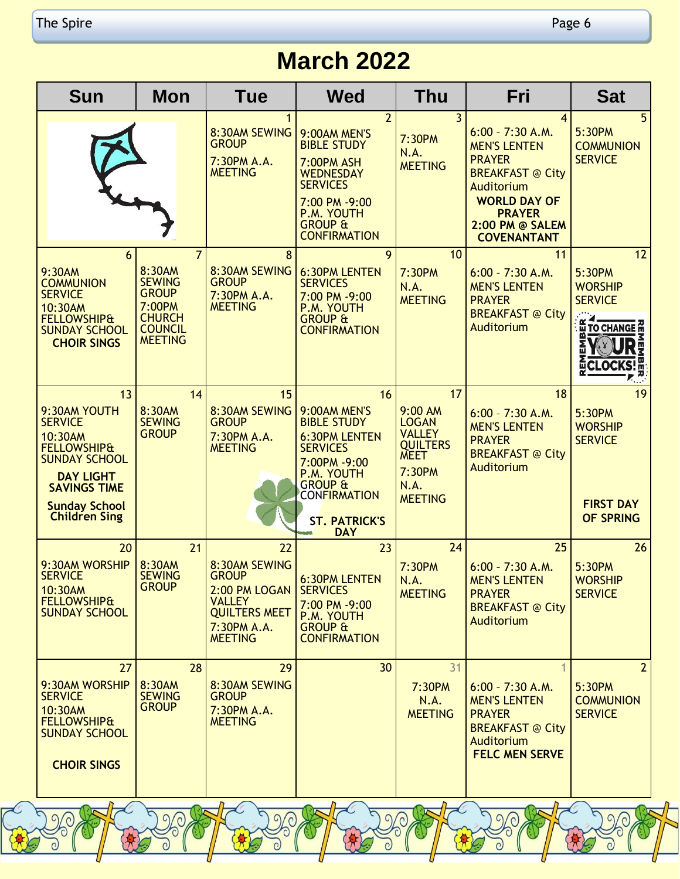# March 2022

| Sun | Mon | Tue | Wed | Thu | Fri | Sat |
|---|---|---|---|---|---|---|
| | | 1<br>8:30AM SEWING GROUP<br>7:30PM A.A. MEETING | 2<br>9:00AM MEN'S BIBLE STUDY<br>7:00PM ASH WEDNESDAY SERVICES<br>7:00 PM -9:00 P.M. YOUTH GROUP & CONFIRMATION | 3<br>7:30PM N.A. MEETING | 4<br>6:00 - 7:30 A.M. MEN'S LENTEN PRAYER BREAKFAST @ City Auditorium<br>**WORLD DAY OF PRAYER 2:00 PM @ SALEM COVENANTANT** | 5<br>5:30PM COMMUNION SERVICE |
| 6<br>9:30AM COMMUNION SERVICE<br>10:30AM FELLOWSHIP& SUNDAY SCHOOL<br>**CHOIR SINGS** | 7<br>8:30AM SEWING GROUP<br>7:00PM CHURCH COUNCIL MEETING | 8<br>8:30AM SEWING GROUP<br>7:30PM A.A. MEETING | 9<br>6:30PM LENTEN SERVICES<br>7:00 PM -9:00 P.M. YOUTH GROUP & CONFIRMATION | 10<br>7:30PM N.A. MEETING | 11<br>6:00 - 7:30 A.M. MEN'S LENTEN PRAYER BREAKFAST @ City Auditorium | 12<br>5:30PM WORSHIP SERVICE<br>REMEMBER TO CHANGE YOUR CLOCKS! REMEMBER |
| 13<br>9:30AM YOUTH SERVICE<br>10:30AM FELLOWSHIP& SUNDAY SCHOOL<br>**DAY LIGHT SAVINGS TIME**<br>**Sunday School Children Sing** | 14<br>8:30AM SEWING GROUP | 15<br>8:30AM SEWING GROUP<br>7:30PM A.A. MEETING | 16<br>9:00AM MEN'S BIBLE STUDY<br>6:30PM LENTEN SERVICES<br>7:00PM -9:00 P.M. YOUTH GROUP & CONFIRMATION<br>**ST. PATRICK'S DAY** | 17<br>9:00 AM LOGAN VALLEY QUILTERS MEET<br>7:30PM N.A. MEETING | 18<br>6:00 - 7:30 A.M. MEN'S LENTEN PRAYER BREAKFAST @ City Auditorium | 19<br>5:30PM WORSHIP SERVICE<br>**FIRST DAY OF SPRING** |
| 20<br>9:30AM WORSHIP SERVICE<br>10:30AM FELLOWSHIP& SUNDAY SCHOOL | 21<br>8:30AM SEWING GROUP | 22<br>8:30AM SEWING GROUP<br>2:00 PM LOGAN VALLEY QUILTERS MEET<br>7:30PM A.A. MEETING | 23<br>6:30PM LENTEN SERVICES<br>7:00 PM -9:00 P.M. YOUTH GROUP & CONFIRMATION | 24<br>7:30PM N.A. MEETING | 25<br>6:00 - 7:30 A.M. MEN'S LENTEN PRAYER BREAKFAST @ City Auditorium | 26<br>5:30PM WORSHIP SERVICE |
| 27<br>9:30AM WORSHIP SERVICE<br>10:30AM FELLOWSHIP& SUNDAY SCHOOL<br>**CHOIR SINGS** | 28<br>8:30AM SEWING GROUP | 29<br>8:30AM SEWING GROUP<br>7:30PM A.A. MEETING | 30 | 31<br>7:30PM N.A. MEETING | 1<br>6:00 - 7:30 A.M. MEN'S LENTEN PRAYER BREAKFAST @ City Auditorium<br>**FELC MEN SERVE** | 2<br>5:30PM COMMUNION SERVICE |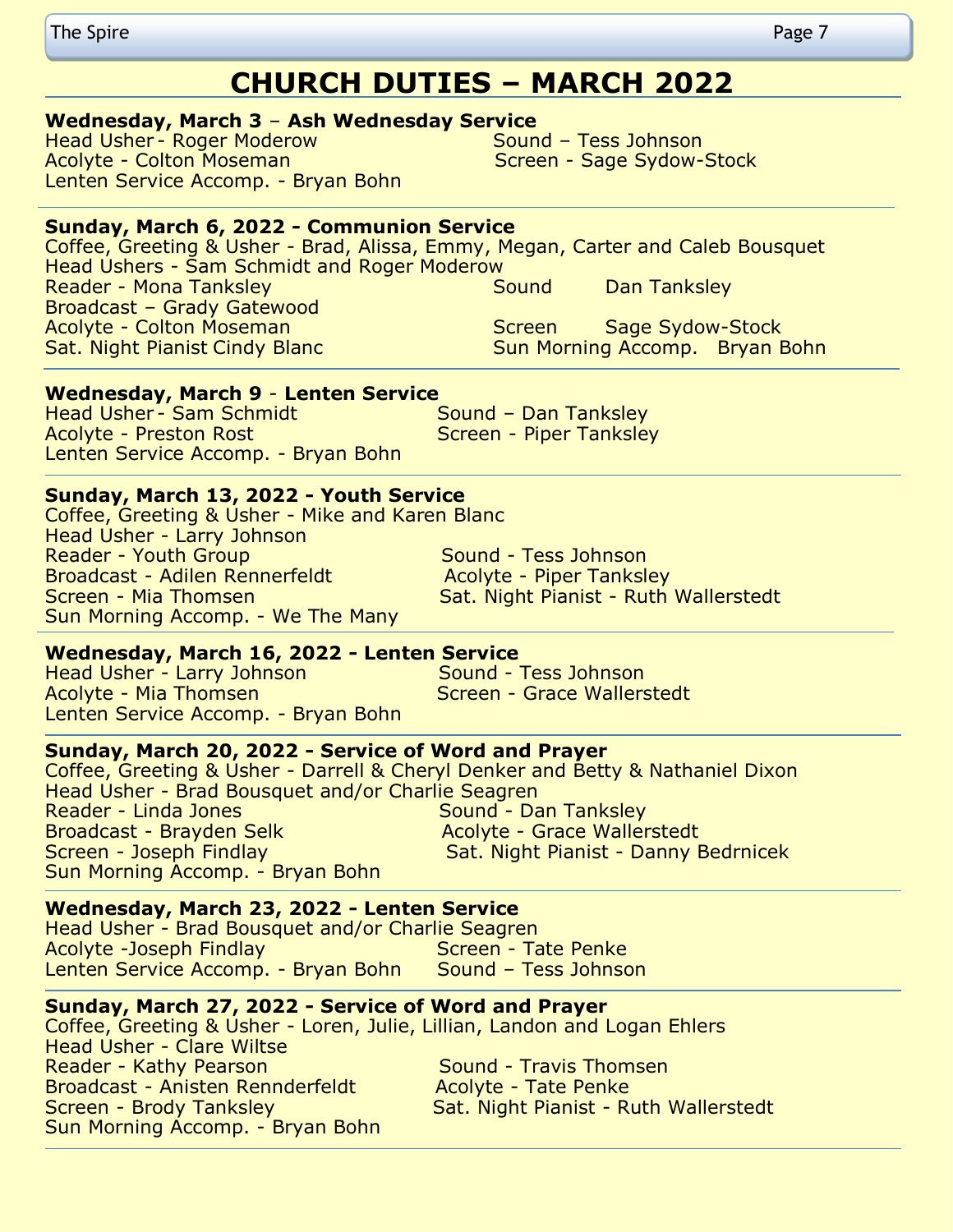# CHURCH DUTIES – MARCH 2022

**Wednesday, March 3 – Ash Wednesday Service**
Head Usher - Roger Moderow
Sound – Tess Johnson
Acolyte - Colton Moseman
Screen - Sage Sydow-Stock
Lenten Service Accomp. - Bryan Bohn

**Sunday, March 6, 2022 - Communion Service**
Coffee, Greeting & Usher - Brad, Alissa, Emmy, Megan, Carter and Caleb Bousquet
Head Ushers - Sam Schmidt and Roger Moderow
Reader - Mona Tanksley
Sound Dan Tanksley
Broadcast – Grady Gatewood
Acolyte - Colton Moseman
Screen Sage Sydow-Stock
Sat. Night Pianist Cindy Blanc
Sun Morning Accomp. Bryan Bohn

**Wednesday, March 9 - Lenten Service**
Head Usher - Sam Schmidt
Sound – Dan Tanksley
Acolyte - Preston Rost
Screen - Piper Tanksley
Lenten Service Accomp. - Bryan Bohn

**Sunday, March 13, 2022 - Youth Service**
Coffee, Greeting & Usher - Mike and Karen Blanc
Head Usher - Larry Johnson
Reader - Youth Group
Sound - Tess Johnson
Broadcast - Adilen Rennerfeldt
Acolyte - Piper Tanksley
Screen - Mia Thomsen
Sat. Night Pianist - Ruth Wallerstedt
Sun Morning Accomp. - We The Many

**Wednesday, March 16, 2022 - Lenten Service**
Head Usher - Larry Johnson
Sound - Tess Johnson
Acolyte - Mia Thomsen
Screen - Grace Wallerstedt
Lenten Service Accomp. - Bryan Bohn

**Sunday, March 20, 2022 - Service of Word and Prayer**
Coffee, Greeting & Usher - Darrell & Cheryl Denker and Betty & Nathaniel Dixon
Head Usher - Brad Bousquet and/or Charlie Seagren
Reader - Linda Jones
Sound - Dan Tanksley
Broadcast - Brayden Selk
Acolyte - Grace Wallerstedt
Screen - Joseph Findlay
Sat. Night Pianist - Danny Bedrnicek
Sun Morning Accomp. - Bryan Bohn

**Wednesday, March 23, 2022 - Lenten Service**
Head Usher - Brad Bousquet and/or Charlie Seagren
Acolyte -Joseph Findlay
Screen - Tate Penke
Lenten Service Accomp. - Bryan Bohn
Sound – Tess Johnson

**Sunday, March 27, 2022 - Service of Word and Prayer**
Coffee, Greeting & Usher - Loren, Julie, Lillian, Landon and Logan Ehlers
Head Usher - Clare Wiltse
Reader - Kathy Pearson
Sound - Travis Thomsen
Broadcast - Anisten Rennderfeldt
Acolyte - Tate Penke
Screen - Brody Tanksley
Sat. Night Pianist - Ruth Wallerstedt
Sun Morning Accomp. - Bryan Bohn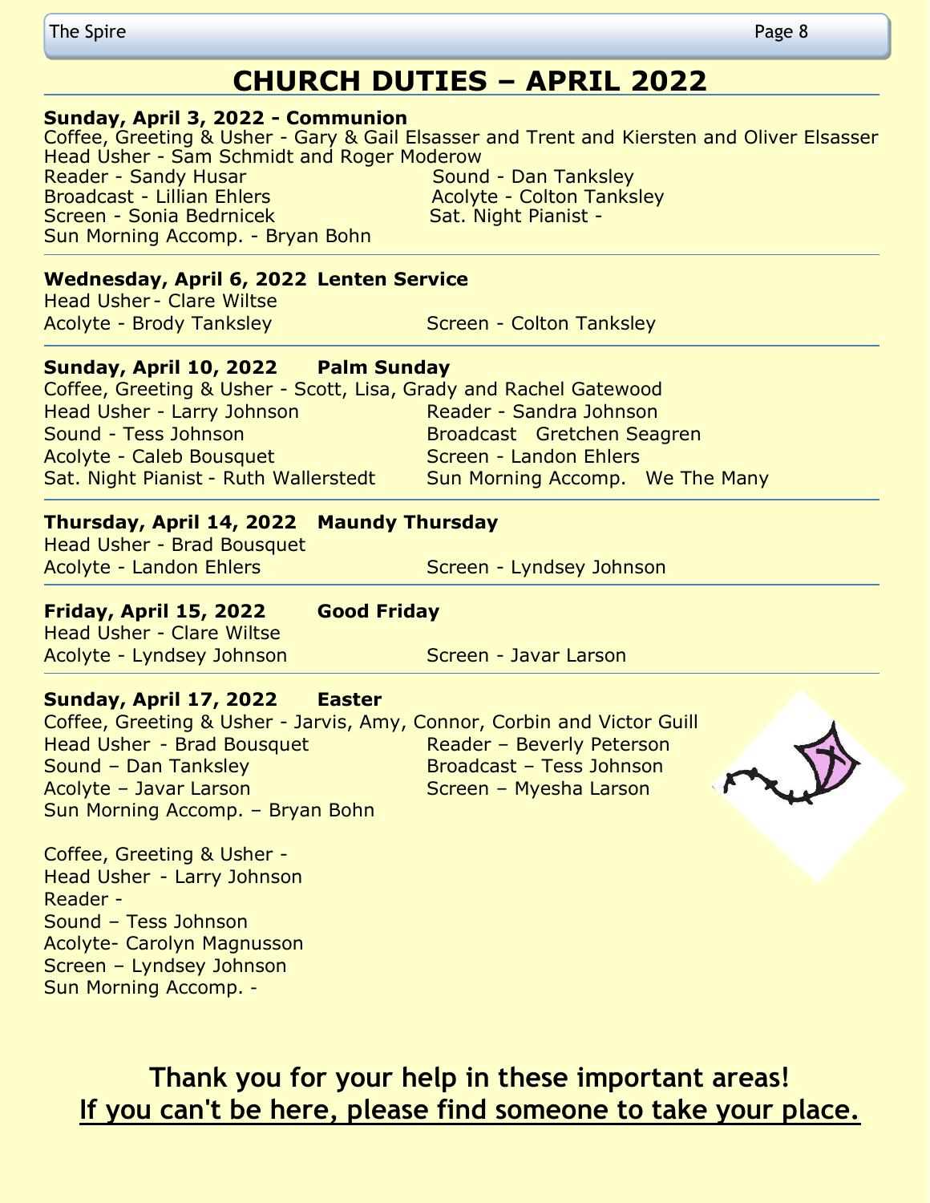# CHURCH DUTIES – APRIL 2022

**Sunday, April 3, 2022 - Communion**

Coffee, Greeting & Usher - Gary & Gail Elsasser and Trent and Kiersten and Oliver Elsasser
Head Usher - Sam Schmidt and Roger Moderow
Reader - Sandy Husar
Sound - Dan Tanksley
Broadcast - Lillian Ehlers
Acolyte - Colton Tanksley
Screen - Sonia Bednricek
Sat. Night Pianist -
Sun Morning Accomp. - Bryan Bohn

---

**Wednesday, April 6, 2022 Lenten Service**

Head Usher - Clare Wiltse
Acolyte - Brody Tanksley
Screen - Colton Tanksley

---

**Sunday, April 10, 2022 Palm Sunday**

Coffee, Greeting & Usher - Scott, Lisa, Grady and Rachel Gatewood
Head Usher - Larry Johnson
Reader - Sandra Johnson
Sound - Tess Johnson
Broadcast Gretchen Seagren
Acolyte - Caleb Bousquet
Screen - Landon Ehlers
Sat. Night Pianist - Ruth Wallerstedt
Sun Morning Accomp. We The Many

---

**Thursday, April 14, 2022 Maundy Thursday**

Head Usher - Brad Bousquet
Acolyte - Landon Ehlers
Screen - Lyndsey Johnson

---

**Friday, April 15, 2022 Good Friday**

Head Usher - Clare Wiltse
Acolyte - Lyndsey Johnson
Screen - Javar Larson

---

**Sunday, April 17, 2022 Easter**

Coffee, Greeting & Usher - Jarvis, Amy, Connor, Corbin and Victor Guill
Head Usher - Brad Bousquet
Reader – Beverly Peterson
Sound – Dan Tanksley
Broadcast – Tess Johnson
Acolyte – Javar Larson
Screen – Myesha Larson
Sun Morning Accomp. – Bryan Bohn

Coffee, Greeting & Usher -
Head Usher - Larry Johnson
Reader -
Sound – Tess Johnson
Acolyte- Carolyn Magnusson
Screen – Lyndsey Johnson
Sun Morning Accomp. -

**Thank you for your help in these important areas!**

**<u>If you can't be here, please find someone to take your place.</u>**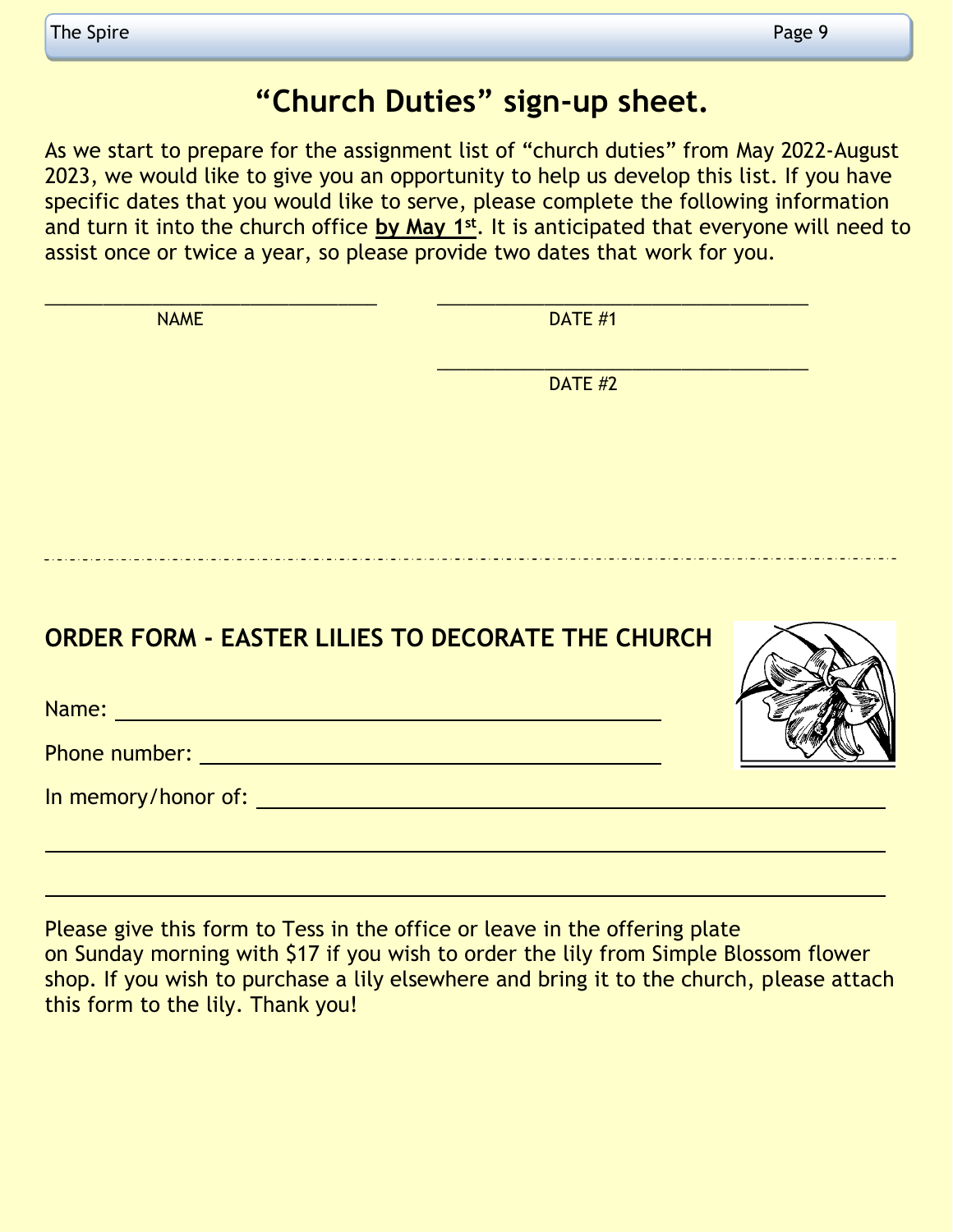# "Church Duties" sign-up sheet.

As we start to prepare for the assignment list of "church duties" from May 2022-August 2023, we would like to give you an opportunity to help us develop this list. If you have specific dates that you would like to serve, please complete the following information and turn it into the church office **by May 1st**. It is anticipated that everyone will need to assist once or twice a year, so please provide two dates that work for you.

\_\_\_\_\_\_\_\_\_\_\_\_\_\_\_\_\_\_\_\_\_\_\_\_\_\_\_\_\_\_\_\_ NAME

\_\_\_\_\_\_\_\_\_\_\_\_\_\_\_\_\_\_\_\_\_\_\_\_\_\_\_\_\_\_\_\_ DATE #1

\_\_\_\_\_\_\_\_\_\_\_\_\_\_\_\_\_\_\_\_\_\_\_\_\_\_\_\_\_\_\_\_ DATE #2

---

## ORDER FORM - EASTER LILIES TO DECORATE THE CHURCH

Name: \_\_\_\_\_\_\_\_\_\_\_\_\_\_\_\_\_\_\_\_\_\_\_\_\_\_\_\_\_\_\_\_\_\_\_\_\_\_\_\_

Phone number: \_\_\_\_\_\_\_\_\_\_\_\_\_\_\_\_\_\_\_\_\_\_\_\_\_\_\_\_\_\_\_\_\_\_\_\_

In memory/honor of: \_\_\_\_\_\_\_\_\_\_\_\_\_\_\_\_\_\_\_\_\_\_\_\_\_\_\_\_\_\_\_\_\_\_\_\_\_\_\_\_

\_\_\_\_\_\_\_\_\_\_\_\_\_\_\_\_\_\_\_\_\_\_\_\_\_\_\_\_\_\_\_\_\_\_\_\_\_\_\_\_\_\_\_\_\_\_\_\_\_\_\_\_\_\_\_\_\_\_\_\_

\_\_\_\_\_\_\_\_\_\_\_\_\_\_\_\_\_\_\_\_\_\_\_\_\_\_\_\_\_\_\_\_\_\_\_\_\_\_\_\_\_\_\_\_\_\_\_\_\_\_\_\_\_\_\_\_\_\_\_\_

Please give this form to Tess in the office or leave in the offering plate on Sunday morning with $17 if you wish to order the lily from Simple Blossom flower shop. If you wish to purchase a lily elsewhere and bring it to the church, please attach this form to the lily. Thank you!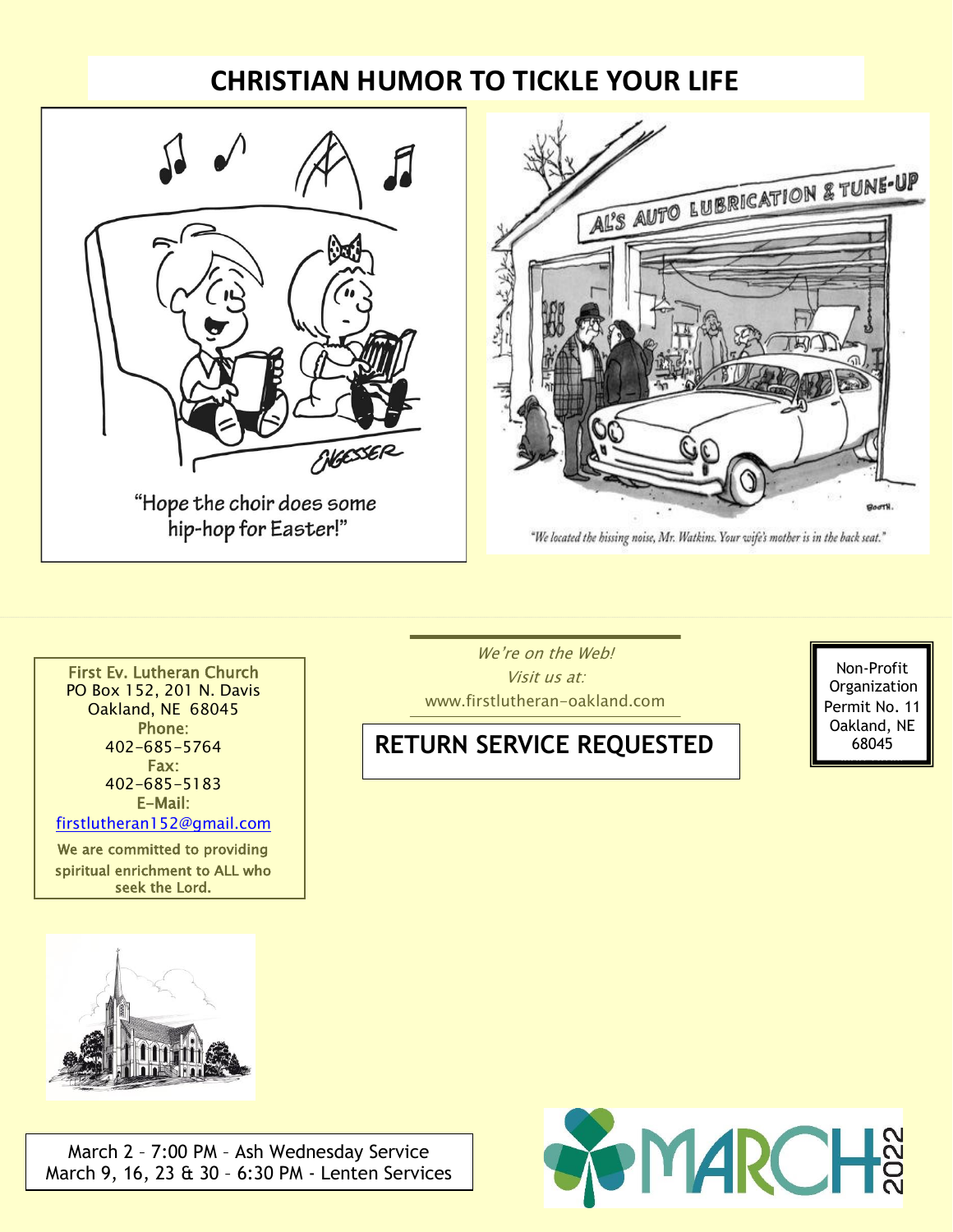# CHRISTIAN HUMOR TO TICKLE YOUR LIFE

"Hope the choir does some hip-hop for Easter!"

"We located the hissing noise, Mr. Watkins. Your wife's mother is in the back seat."

First Ev. Lutheran Church
PO Box 152, 201 N. Davis
Oakland, NE 68045
Phone:
402-685-5764
Fax:
402-685-5183
E-Mail:
firstlutheran152@gmail.com

We are committed to providing spiritual enrichment to ALL who seek the Lord.

*We're on the Web!*
*Visit us at:*
www.firstlutheran-oakland.com

**RETURN SERVICE REQUESTED**

Non-Profit Organization
Permit No. 11
Oakland, NE
68045

March 2 – 7:00 PM – Ash Wednesday Service
March 9, 16, 23 & 30 – 6:30 PM - Lenten Services

MARCH 2022